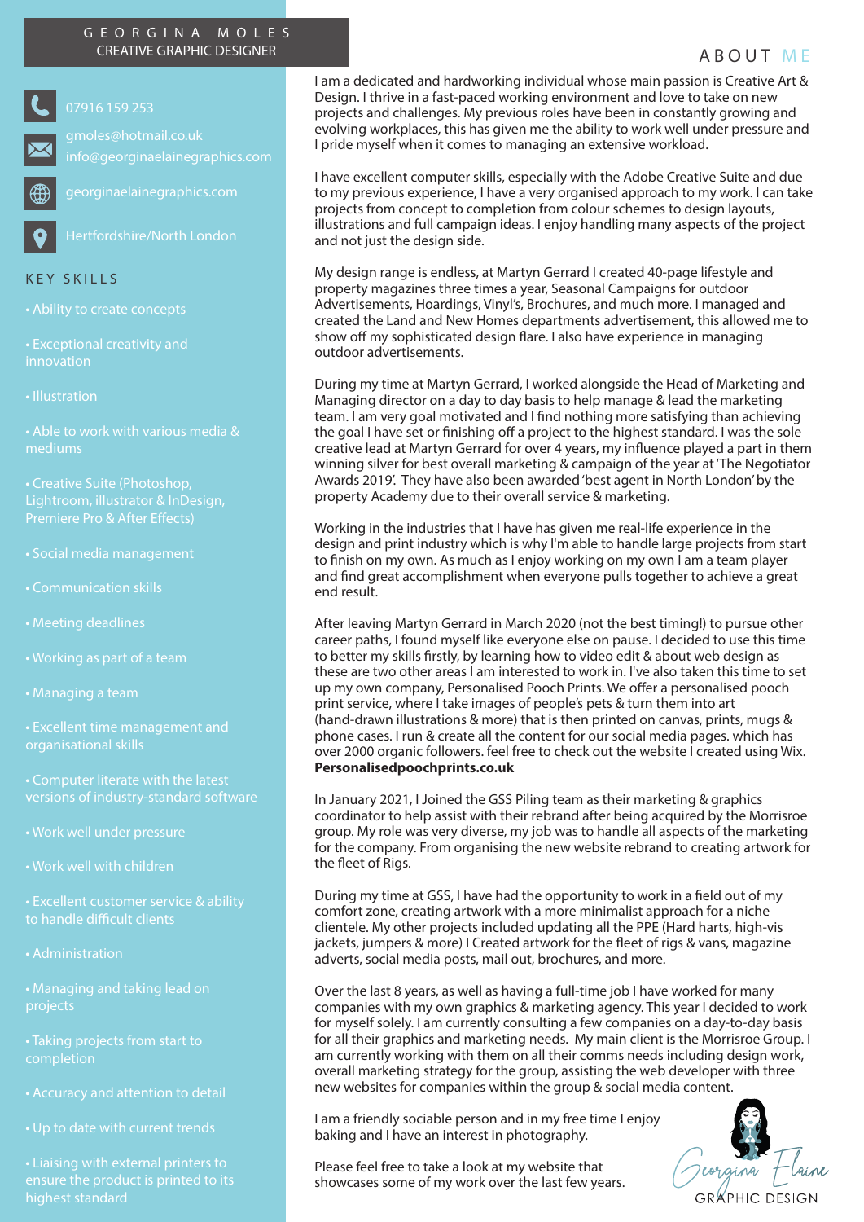# GEORGINA MOLES

CREATIVE GRAPHIC DESIGNER

07916 159 253

gmoles@hotmail.co.uk
info@georginaelainegraphics.com

georginaelainegraphics.com

Hertfordshire/North London

## KEY SKILLS

- Ability to create concepts
- Exceptional creativity and innovation
- Illustration
- Able to work with various media & mediums
- Creative Suite (Photoshop, Lightroom, illustrator & InDesign, Premiere Pro & After Effects)
- Social media management
- Communication skills
- Meeting deadlines
- Working as part of a team
- Managing a team
- Excellent time management and organisational skills
- Computer literate with the latest versions of industry-standard software
- Work well under pressure
- Work well with children
- Excellent customer service & ability to handle difficult clients
- Administration
- Managing and taking lead on projects
- Taking projects from start to completion
- Accuracy and attention to detail
- Up to date with current trends
- Liaising with external printers to ensure the product is printed to its highest standard

## ABOUT ME

I am a dedicated and hardworking individual whose main passion is Creative Art & Design. I thrive in a fast-paced working environment and love to take on new projects and challenges. My previous roles have been in constantly growing and evolving workplaces, this has given me the ability to work well under pressure and I pride myself when it comes to managing an extensive workload.

I have excellent computer skills, especially with the Adobe Creative Suite and due to my previous experience, I have a very organised approach to my work. I can take projects from concept to completion from colour schemes to design layouts, illustrations and full campaign ideas. I enjoy handling many aspects of the project and not just the design side.

My design range is endless, at Martyn Gerrard I created 40-page lifestyle and property magazines three times a year, Seasonal Campaigns for outdoor Advertisements, Hoardings, Vinyl's, Brochures, and much more. I managed and created the Land and New Homes departments advertisement, this allowed me to show off my sophisticated design flare. I also have experience in managing outdoor advertisements.

During my time at Martyn Gerrard, I worked alongside the Head of Marketing and Managing director on a day to day basis to help manage & lead the marketing team. I am very goal motivated and I find nothing more satisfying than achieving the goal I have set or finishing off a project to the highest standard. I was the sole creative lead at Martyn Gerrard for over 4 years, my influence played a part in them winning silver for best overall marketing & campaign of the year at 'The Negotiator Awards 2019'. They have also been awarded 'best agent in North London' by the property Academy due to their overall service & marketing.

Working in the industries that I have has given me real-life experience in the design and print industry which is why I'm able to handle large projects from start to finish on my own. As much as I enjoy working on my own I am a team player and find great accomplishment when everyone pulls together to achieve a great end result.

After leaving Martyn Gerrard in March 2020 (not the best timing!) to pursue other career paths, I found myself like everyone else on pause. I decided to use this time to better my skills firstly, by learning how to video edit & about web design as these are two other areas I am interested to work in. I've also taken this time to set up my own company, Personalised Pooch Prints. We offer a personalised pooch print service, where I take images of people's pets & turn them into art (hand-drawn illustrations & more) that is then printed on canvas, prints, mugs & phone cases. I run & create all the content for our social media pages. which has over 2000 organic followers. feel free to check out the website I created using Wix. **Personalisedpoochprints.co.uk**

In January 2021, I Joined the GSS Piling team as their marketing & graphics coordinator to help assist with their rebrand after being acquired by the Morrisroe group. My role was very diverse, my job was to handle all aspects of the marketing for the company. From organising the new website rebrand to creating artwork for the fleet of Rigs.

During my time at GSS, I have had the opportunity to work in a field out of my comfort zone, creating artwork with a more minimalist approach for a niche clientele. My other projects included updating all the PPE (Hard harts, high-vis jackets, jumpers & more) I Created artwork for the fleet of rigs & vans, magazine adverts, social media posts, mail out, brochures, and more.

Over the last 8 years, as well as having a full-time job I have worked for many companies with my own graphics & marketing agency. This year I decided to work for myself solely. I am currently consulting a few companies on a day-to-day basis for all their graphics and marketing needs. My main client is the Morrisroe Group. I am currently working with them on all their comms needs including design work, overall marketing strategy for the group, assisting the web developer with three new websites for companies within the group & social media content.

I am a friendly sociable person and in my free time I enjoy baking and I have an interest in photography.

Please feel free to take a look at my website that showcases some of my work over the last few years.

Georgina Elaine
GRAPHIC DESIGN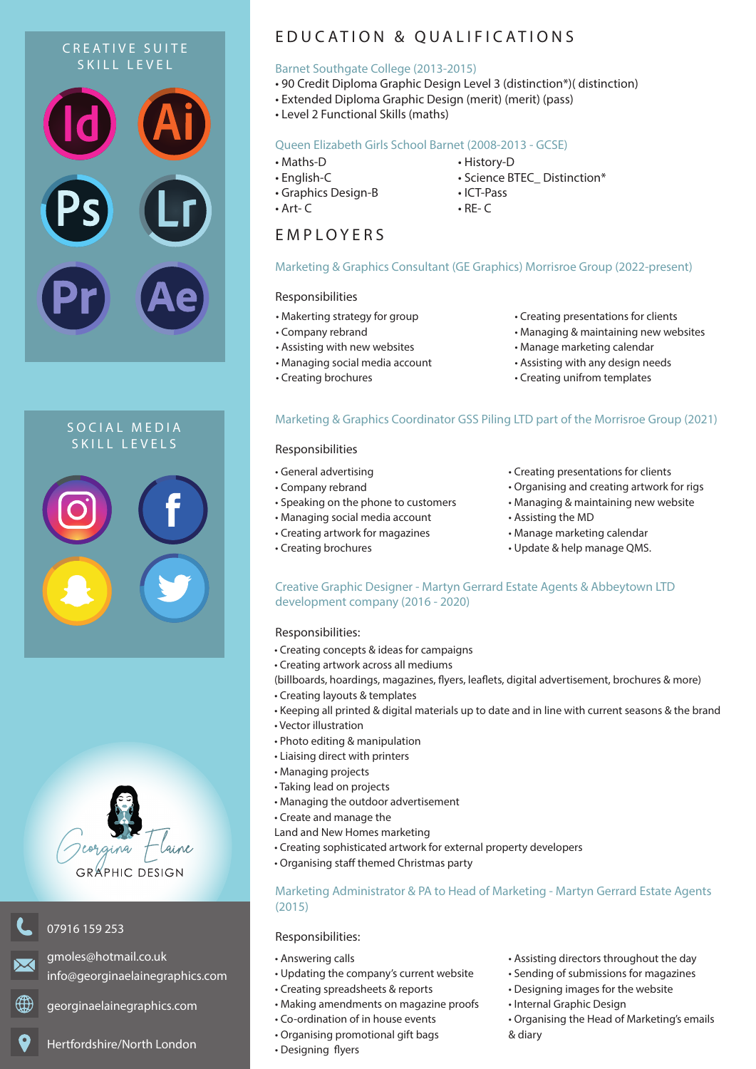## CREATIVE SUITE SKILL LEVEL

Id Ai Ps Lr Pr Ae

## SOCIAL MEDIA SKILL LEVELS

Georgina Elaine
GRAPHIC DESIGN

07916 159 253

gmoles@hotmail.co.uk
info@georginaelainegraphics.com

georginaelainegraphics.com

Hertfordshire/North London

# EDUCATION & QUALIFICATIONS

### Barnet Southgate College (2013-2015)

- 90 Credit Diploma Graphic Design Level 3 (distinction*)( distinction)
- Extended Diploma Graphic Design (merit) (merit) (pass)
- Level 2 Functional Skills (maths)

### Queen Elizabeth Girls School Barnet (2008-2013 - GCSE)

- Maths-D
- English-C
- Graphics Design-B
- Art- C
- History-D
- Science BTEC_ Distinction*
- ICT-Pass
- RE- C

# EMPLOYERS

### Marketing & Graphics Consultant (GE Graphics) Morrisroe Group (2022-present)

Responsibilities

- Makerting strategy for group
- Company rebrand
- Assisting with new websites
- Managing social media account
- Creating brochures
- Creating presentations for clients
- Managing & maintaining new websites
- Manage marketing calendar
- Assisting with any design needs
- Creating unifrom templates

### Marketing & Graphics Coordinator GSS Piling LTD part of the Morrisroe Group (2021)

Responsibilities

- General advertising
- Company rebrand
- Speaking on the phone to customers
- Managing social media account
- Creating artwork for magazines
- Creating brochures
- Creating presentations for clients
- Organising and creating artwork for rigs
- Managing & maintaining new website
- Assisting the MD
- Manage marketing calendar
- Update & help manage QMS.

### Creative Graphic Designer - Martyn Gerrard Estate Agents & Abbeytown LTD development company (2016 - 2020)

Responsibilities:

- Creating concepts & ideas for campaigns
- Creating artwork across all mediums (billboards, hoardings, magazines, flyers, leaflets, digital advertisement, brochures & more)
- Creating layouts & templates
- Keeping all printed & digital materials up to date and in line with current seasons & the brand
- Vector illustration
- Photo editing & manipulation
- Liaising direct with printers
- Managing projects
- Taking lead on projects
- Managing the outdoor advertisement
- Create and manage the Land and New Homes marketing
- Creating sophisticated artwork for external property developers
- Organising staff themed Christmas party

### Marketing Administrator & PA to Head of Marketing - Martyn Gerrard Estate Agents (2015)

Responsibilities:

- Answering calls
- Updating the company's current website
- Creating spreadsheets & reports
- Making amendments on magazine proofs
- Co-ordination of in house events
- Organising promotional gift bags
- Designing flyers
- Assisting directors throughout the day
- Sending of submissions for magazines
- Designing images for the website
- Internal Graphic Design
- Organising the Head of Marketing's emails & diary